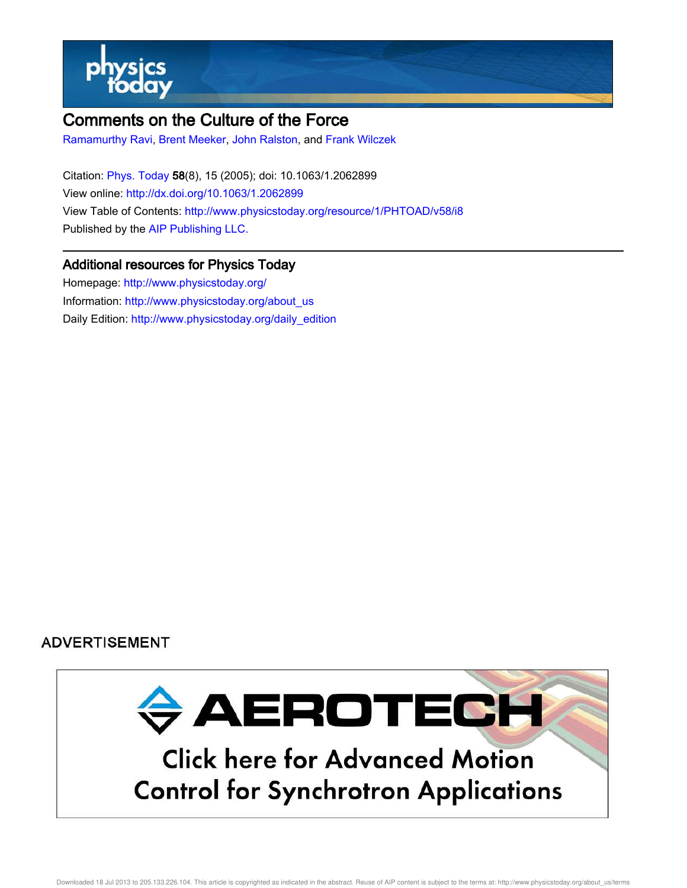# Comments on the Culture of the Force

Ramamurthy Ravi, Brent Meeker, John Ralston, and Frank Wilczek

Citation: Phys. Today **58**(8), 15 (2005); doi: 10.1063/1.2062899

View online: http://dx.doi.org/10.1063/1.2062899

View Table of Contents: http://www.physicstoday.org/resource/1/PHTOAD/v58/i8

Published by the AIP Publishing LLC.

## Additional resources for Physics Today

Homepage: http://www.physicstoday.org/

Information: http://www.physicstoday.org/about_us

Daily Edition: http://www.physicstoday.org/daily_edition

ADVERTISEMENT

AEROTECH

Click here for Advanced Motion Control for Synchrotron Applications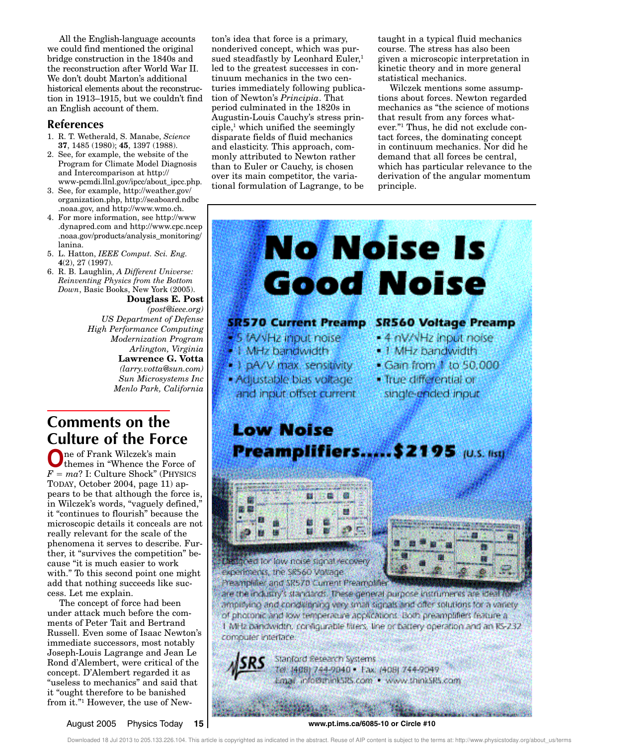All the English-language accounts we could find mentioned the original bridge construction in the 1840s and the reconstruction after World War II. We don't doubt Marton's additional historical elements about the reconstruction in 1913–1915, but we couldn't find an English account of them.

### References

1. R. T. Wetherald, S. Manabe, *Science* **37**, 1485 (1980); **45**, 1397 (1988).
2. See, for example, the website of the Program for Climate Model Diagnosis and Intercomparison at http://www-pcmdi.llnl.gov/ipcc/about_ipcc.php.
3. See, for example, http://weather.gov/organization.php, http://seaboard.ndbc.noaa.gov, and http://www.wmo.ch.
4. For more information, see http://www.dynapred.com and http://www.cpc.ncep.noaa.gov/products/analysis_monitoring/lanina.
5. L. Hatton, *IEEE Comput. Sci. Eng.* **4**(2), 27 (1997).
6. R. B. Laughlin, *A Different Universe: Reinventing Physics from the Bottom Down*, Basic Books, New York (2005).

**Douglass E. Post**
*(post@ieee.org)*
*US Department of Defense High Performance Computing Modernization Program*
*Arlington, Virginia*

**Lawrence G. Votta**
*(larry.votta@sun.com)*
*Sun Microsystems Inc*
*Menlo Park, California*

## Comments on the Culture of the Force

One of Frank Wilczek's main themes in "Whence the Force of $F = ma$? I: Culture Shock" (PHYSICS TODAY, October 2004, page 11) appears to be that although the force is, in Wilczek's words, "vaguely defined," it "continues to flourish" because the microscopic details it conceals are not really relevant for the scale of the phenomena it serves to describe. Further, it "survives the competition" because "it is much easier to work with." To this second point one might add that nothing succeeds like success. Let me explain.

The concept of force had been under attack much before the comments of Peter Tait and Bertrand Russell. Even some of Isaac Newton's immediate successors, most notably Joseph-Louis Lagrange and Jean Le Rond d'Alembert, were critical of the concept. D'Alembert regarded it as "useless to mechanics" and said that it "ought therefore to be banished from it."[1] However, the use of Newton's idea that force is a primary, nonderived concept, which was pursued steadfastly by Leonhard Euler,[1] led to the greatest successes in continuum mechanics in the two centuries immediately following publication of Newton's *Principia*. That period culminated in the 1820s in Augustin-Louis Cauchy's stress principle,[1] which unified the seemingly disparate fields of fluid mechanics and elasticity. This approach, commonly attributed to Newton rather than to Euler or Cauchy, is chosen over its main competitor, the variational formulation of Lagrange, to be taught in a typical fluid mechanics course. The stress has also been given a microscopic interpretation in kinetic theory and in more general statistical mechanics.

Wilczek mentions some assumptions about forces. Newton regarded mechanics as "the science of motions that result from any forces whatever."[1] Thus, he did not exclude contact forces, the dominating concept in continuum mechanics. Nor did he demand that all forces be central, which has particular relevance to the derivation of the angular momentum principle.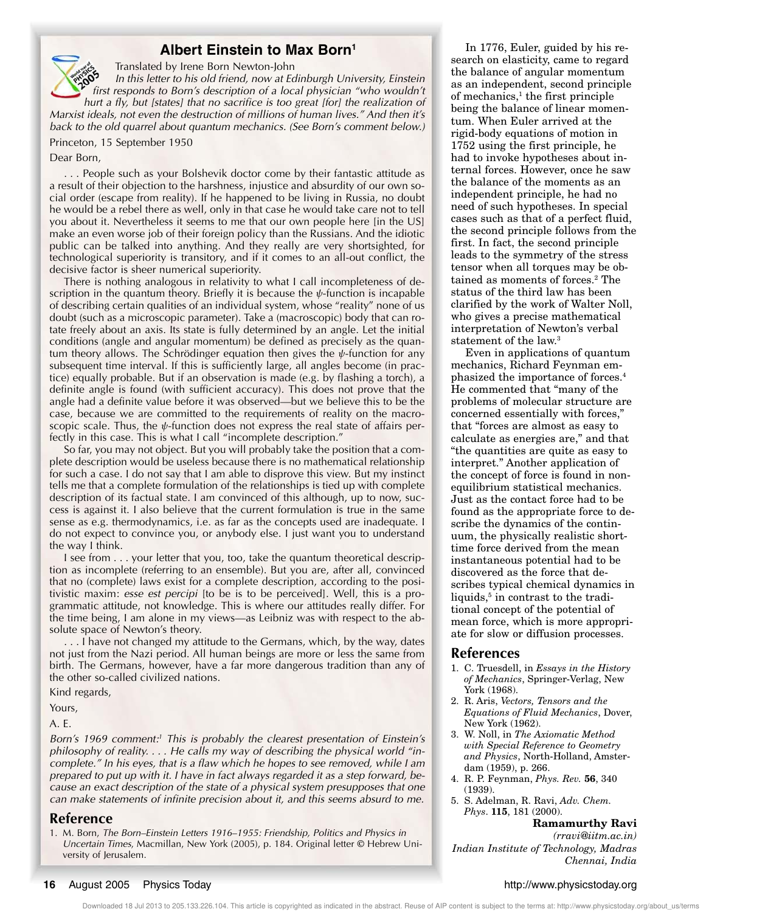## Albert Einstein to Max Born[1]

Translated by Irene Born Newton-John

*In this letter to his old friend, now at Edinburgh University, Einstein first responds to Born's description of a local physician "who wouldn't hurt a fly, but [states] that no sacrifice is too great [for] the realization of Marxist ideals, not even the destruction of millions of human lives." And then it's back to the old quarrel about quantum mechanics. (See Born's comment below.)*

Princeton, 15 September 1950

Dear Born,

. . . People such as your Bolshevik doctor come by their fantastic attitude as a result of their objection to the harshness, injustice and absurdity of our own social order (escape from reality). If he happened to be living in Russia, no doubt he would be a rebel there as well, only in that case he would take care not to tell you about it. Nevertheless it seems to me that our own people here [in the US] make an even worse job of their foreign policy than the Russians. And the idiotic public can be talked into anything. And they really are very shortsighted, for technological superiority is transitory, and if it comes to an all-out conflict, the decisive factor is sheer numerical superiority.

There is nothing analogous in relativity to what I call incompleteness of description in the quantum theory. Briefly it is because the $\psi$-function is incapable of describing certain qualities of an individual system, whose "reality" none of us doubt (such as a microscopic parameter). Take a (macroscopic) body that can rotate freely about an axis. Its state is fully determined by an angle. Let the initial conditions (angle and angular momentum) be defined as precisely as the quantum theory allows. The Schrödinger equation then gives the $\psi$-function for any subsequent time interval. If this is sufficiently large, all angles become (in practice) equally probable. But if an observation is made (e.g. by flashing a torch), a definite angle is found (with sufficient accuracy). This does not prove that the angle had a definite value before it was observed—but we believe this to be the case, because we are committed to the requirements of reality on the macroscopic scale. Thus, the $\psi$-function does not express the real state of affairs perfectly in this case. This is what I call "incomplete description."

So far, you may not object. But you will probably take the position that a complete description would be useless because there is no mathematical relationship for such a case. I do not say that I am able to disprove this view. But my instinct tells me that a complete formulation of the relationships is tied up with complete description of its factual state. I am convinced of this although, up to now, success is against it. I also believe that the current formulation is true in the same sense as e.g. thermodynamics, i.e. as far as the concepts used are inadequate. I do not expect to convince you, or anybody else. I just want you to understand the way I think.

I see from . . . your letter that you, too, take the quantum theoretical description as incomplete (referring to an ensemble). But you are, after all, convinced that no (complete) laws exist for a complete description, according to the positivistic maxim: *esse est percipi* [to be is to be perceived]. Well, this is a programmatic attitude, not knowledge. This is where our attitudes really differ. For the time being, I am alone in my views—as Leibniz was with respect to the absolute space of Newton's theory.

. . . I have not changed my attitude to the Germans, which, by the way, dates not just from the Nazi period. All human beings are more or less the same from birth. The Germans, however, have a far more dangerous tradition than any of the other so-called civilized nations.

Kind regards,

Yours,

A. E.

*Born's 1969 comment:[1] This is probably the clearest presentation of Einstein's philosophy of reality. . . . He calls my way of describing the physical world "incomplete." In his eyes, that is a flaw which he hopes to see removed, while I am prepared to put up with it. I have in fact always regarded it as a step forward, because an exact description of the state of a physical system presupposes that one can make statements of infinite precision about it, and this seems absurd to me.*

### Reference

1. M. Born, *The Born–Einstein Letters 1916–1955: Friendship, Politics and Physics in Uncertain Times*, Macmillan, New York (2005), p. 184. Original letter © Hebrew University of Jerusalem.

---

In 1776, Euler, guided by his research on elasticity, came to regard the balance of angular momentum as an independent, second principle of mechanics,[1] the first principle being the balance of linear momentum. When Euler arrived at the rigid-body equations of motion in 1752 using the first principle, he had to invoke hypotheses about internal forces. However, once he saw the balance of the moments as an independent principle, he had no need of such hypotheses. In special cases such as that of a perfect fluid, the second principle follows from the first. In fact, the second principle leads to the symmetry of the stress tensor when all torques may be obtained as moments of forces.[2] The status of the third law has been clarified by the work of Walter Noll, who gives a precise mathematical interpretation of Newton's verbal statement of the law.[3]

Even in applications of quantum mechanics, Richard Feynman emphasized the importance of forces.[4] He commented that "many of the problems of molecular structure are concerned essentially with forces," that "forces are almost as easy to calculate as energies are," and that "the quantities are quite as easy to interpret." Another application of the concept of force is found in nonequilibrium statistical mechanics. Just as the contact force had to be found as the appropriate force to describe the dynamics of the continuum, the physically realistic short-time force derived from the mean instantaneous potential had to be discovered as the force that describes typical chemical dynamics in liquids,[5] in contrast to the traditional concept of the potential of mean force, which is more appropriate for slow or diffusion processes.

### References

1. C. Truesdell, in *Essays in the History of Mechanics*, Springer-Verlag, New York (1968).
2. R. Aris, *Vectors, Tensors and the Equations of Fluid Mechanics*, Dover, New York (1962).
3. W. Noll, in *The Axiomatic Method with Special Reference to Geometry and Physics*, North-Holland, Amsterdam (1959), p. 266.
4. R. P. Feynman, *Phys. Rev.* **56**, 340 (1939).
5. S. Adelman, R. Ravi, *Adv. Chem. Phys.* **115**, 181 (2000).

**Ramamurthy Ravi**
*(rravi@iitm.ac.in)*
*Indian Institute of Technology, Madras*
*Chennai, India*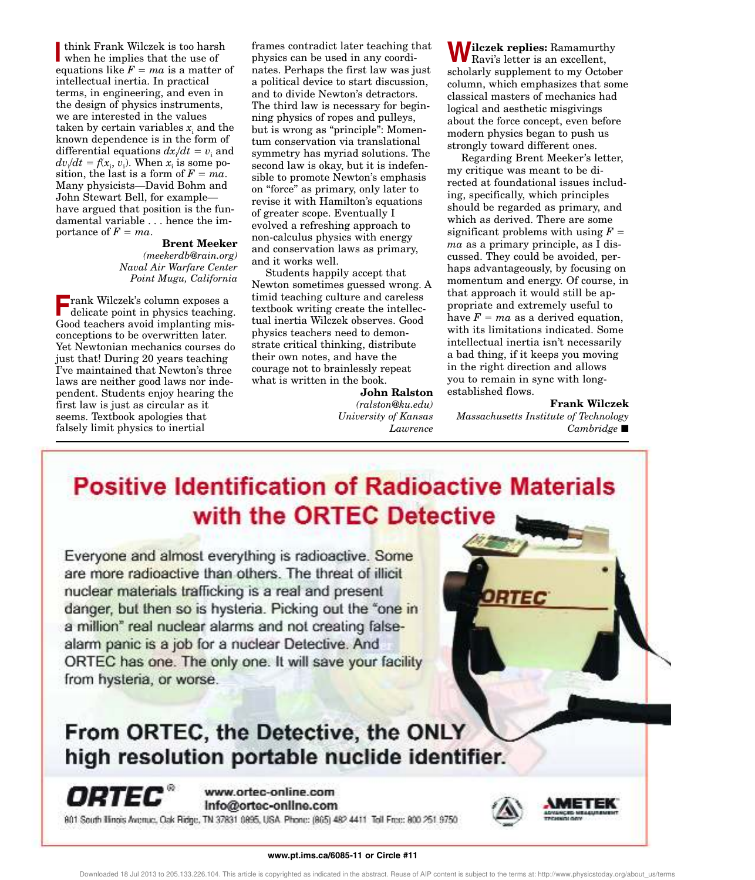I think Frank Wilczek is too harsh when he implies that the use of equations like $F = ma$ is a matter of intellectual inertia. In practical terms, in engineering, and even in the design of physics instruments, we are interested in the values taken by certain variables $x_i$ and the known dependence is in the form of differential equations $dx_i/dt = v_i$ and $dv_i/dt = f(x_i, v_i)$. When $x_i$ is some position, the last is a form of $F = ma$. Many physicists—David Bohm and John Stewart Bell, for example—have argued that position is the fundamental variable . . . hence the importance of $F = ma$.

**Brent Meeker**
*(meekerdb@rain.org)*
*Naval Air Warfare Center*
*Point Mugu, California*

Frank Wilczek's column exposes a delicate point in physics teaching. Good teachers avoid implanting misconceptions to be overwritten later. Yet Newtonian mechanics courses do just that! During 20 years teaching I've maintained that Newton's three laws are neither good laws nor independent. Students enjoy hearing the first law is just as circular as it seems. Textbook apologies that falsely limit physics to inertial frames contradict later teaching that physics can be used in any coordinates. Perhaps the first law was just a political device to start discussion, and to divide Newton's detractors. The third law is necessary for beginning physics of ropes and pulleys, but is wrong as "principle": Momentum conservation via translational symmetry has myriad solutions. The second law is okay, but it is indefensible to promote Newton's emphasis on "force" as primary, only later to revise it with Hamilton's equations of greater scope. Eventually I evolved a refreshing approach to non-calculus physics with energy and conservation laws as primary, and it works well.

Students happily accept that Newton sometimes guessed wrong. A timid teaching culture and careless textbook writing create the intellectual inertia Wilczek observes. Good physics teachers need to demonstrate critical thinking, distribute their own notes, and have the courage not to brainlessly repeat what is written in the book.

**John Ralston**
*(ralston@ku.edu)*
*University of Kansas*
*Lawrence*

**Wilczek replies:** Ramamurthy Ravi's letter is an excellent, scholarly supplement to my October column, which emphasizes that some classical masters of mechanics had logical and aesthetic misgivings about the force concept, even before modern physics began to push us strongly toward different ones.

Regarding Brent Meeker's letter, my critique was meant to be directed at foundational issues including, specifically, which principles should be regarded as primary, and which as derived. There are some significant problems with using $F = ma$ as a primary principle, as I discussed. They could be avoided, perhaps advantageously, by focusing on momentum and energy. Of course, in that approach it would still be appropriate and extremely useful to have $F = ma$ as a derived equation, with its limitations indicated. Some intellectual inertia isn't necessarily a bad thing, if it keeps you moving in the right direction and allows you to remain in sync with long-established flows.

**Frank Wilczek**
*Massachusetts Institute of Technology*
*Cambridge* ■

## Positive Identification of Radioactive Materials with the ORTEC Detective

Everyone and almost everything is radioactive. Some are more radioactive than others. The threat of illicit nuclear materials trafficking is a real and present danger, but then so is hysteria. Picking out the "one in a million" real nuclear alarms and not creating false-alarm panic is a job for a nuclear Detective. And ORTEC has one. The only one. It will save your facility from hysteria, or worse.

**From ORTEC, the Detective, the ONLY high resolution portable nuclide identifier.**

ORTEC® www.ortec-online.com Info@ortec-online.com

801 South Illinois Avenue, Oak Ridge, TN 37831 0895, USA Phone: (865) 482 4411 Toll Free: 800 251 9750

AMETEK ADVANCED MEASUREMENT TECHNOLOGY

www.pt.ims.ca/6085-11 or Circle #11